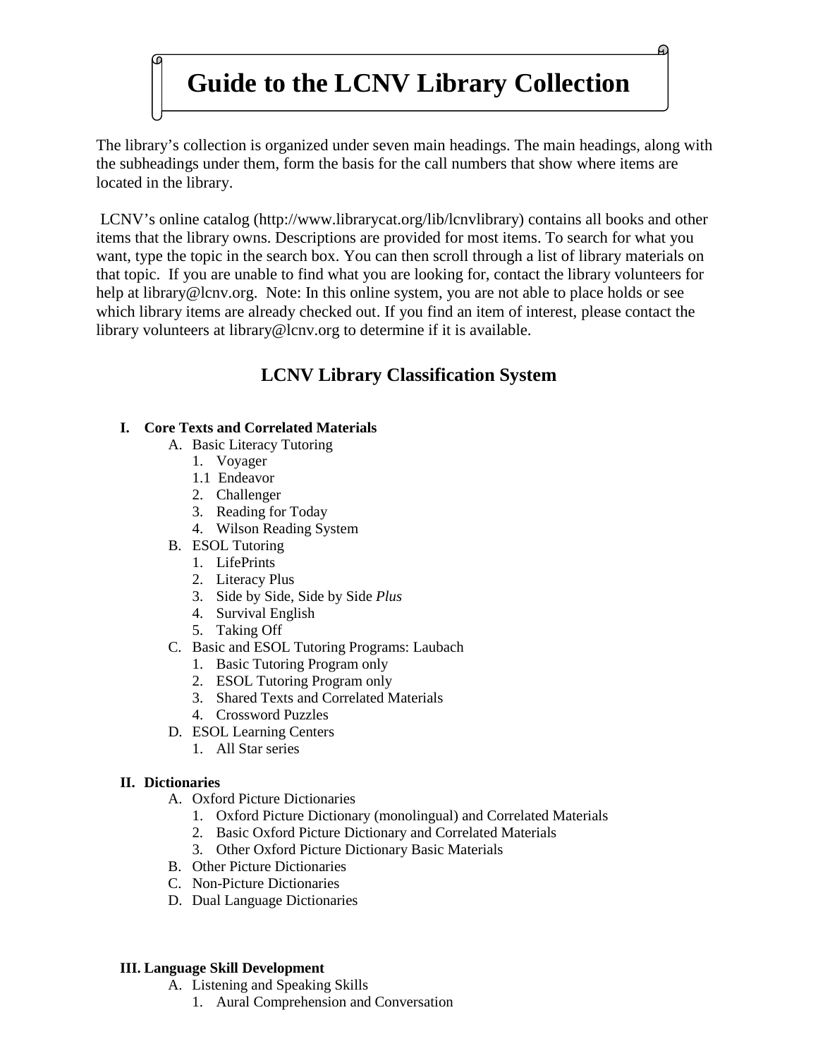# Guide to the LCNV Library Collection

The library's collection is organized under seven main headings. The main headings, along with the subheadings under them, form the basis for the call numbers that show where items are located in the library.

LCNV's online catalog (http://www.librarycat.org/lib/lcnvlibrary) contains all books and other items that the library owns. Descriptions are provided for most items. To search for what you want, type the topic in the search box. You can then scroll through a list of library materials on that topic. If you are unable to find what you are looking for, contact the library volunteers for help at library@lcnv.org. Note: In this online system, you are not able to place holds or see which library items are already checked out. If you find an item of interest, please contact the library volunteers at library@lcnv.org to determine if it is available.

## LCNV Library Classification System

**I. Core Texts and Correlated Materials**

- A. Basic Literacy Tutoring
  - 1. Voyager
  - 1.1 Endeavor
  - 2. Challenger
  - 3. Reading for Today
  - 4. Wilson Reading System
- B. ESOL Tutoring
  - 1. LifePrints
  - 2. Literacy Plus
  - 3. Side by Side, Side by Side *Plus*
  - 4. Survival English
  - 5. Taking Off
- C. Basic and ESOL Tutoring Programs: Laubach
  - 1. Basic Tutoring Program only
  - 2. ESOL Tutoring Program only
  - 3. Shared Texts and Correlated Materials
  - 4. Crossword Puzzles
- D. ESOL Learning Centers
  - 1. All Star series

**II. Dictionaries**

- A. Oxford Picture Dictionaries
  - 1. Oxford Picture Dictionary (monolingual) and Correlated Materials
  - 2. Basic Oxford Picture Dictionary and Correlated Materials
  - 3. Other Oxford Picture Dictionary Basic Materials
- B. Other Picture Dictionaries
- C. Non-Picture Dictionaries
- D. Dual Language Dictionaries

**III. Language Skill Development**

- A. Listening and Speaking Skills
  - 1. Aural Comprehension and Conversation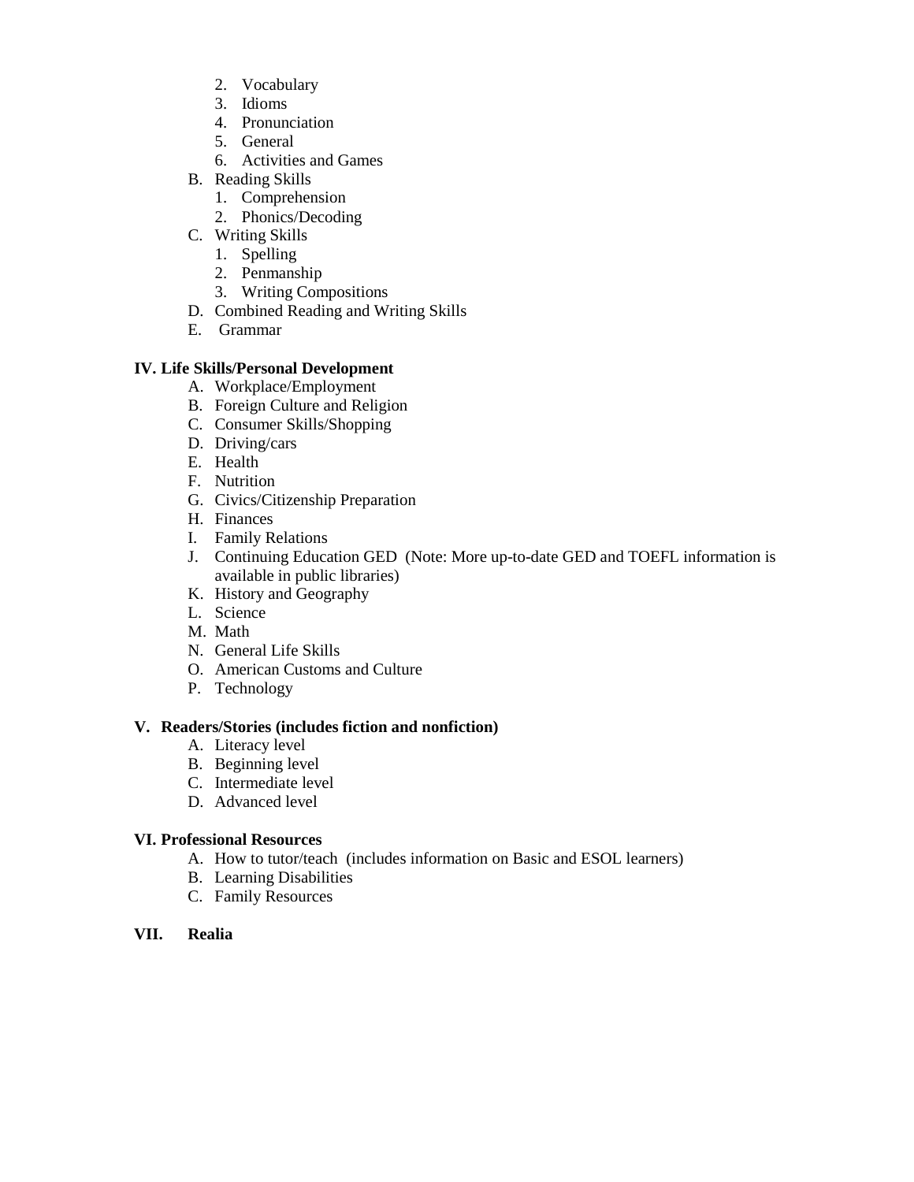2. Vocabulary
   3. Idioms
   4. Pronunciation
   5. General
   6. Activities and Games

B. Reading Skills
   1. Comprehension
   2. Phonics/Decoding

C. Writing Skills
   1. Spelling
   2. Penmanship
   3. Writing Compositions

D. Combined Reading and Writing Skills

E. Grammar

**IV. Life Skills/Personal Development**

A. Workplace/Employment
B. Foreign Culture and Religion
C. Consumer Skills/Shopping
D. Driving/cars
E. Health
F. Nutrition
G. Civics/Citizenship Preparation
H. Finances
I. Family Relations
J. Continuing Education GED (Note: More up-to-date GED and TOEFL information is available in public libraries)
K. History and Geography
L. Science
M. Math
N. General Life Skills
O. American Customs and Culture
P. Technology

**V. Readers/Stories (includes fiction and nonfiction)**

A. Literacy level
B. Beginning level
C. Intermediate level
D. Advanced level

**VI. Professional Resources**

A. How to tutor/teach (includes information on Basic and ESOL learners)
B. Learning Disabilities
C. Family Resources

**VII. Realia**